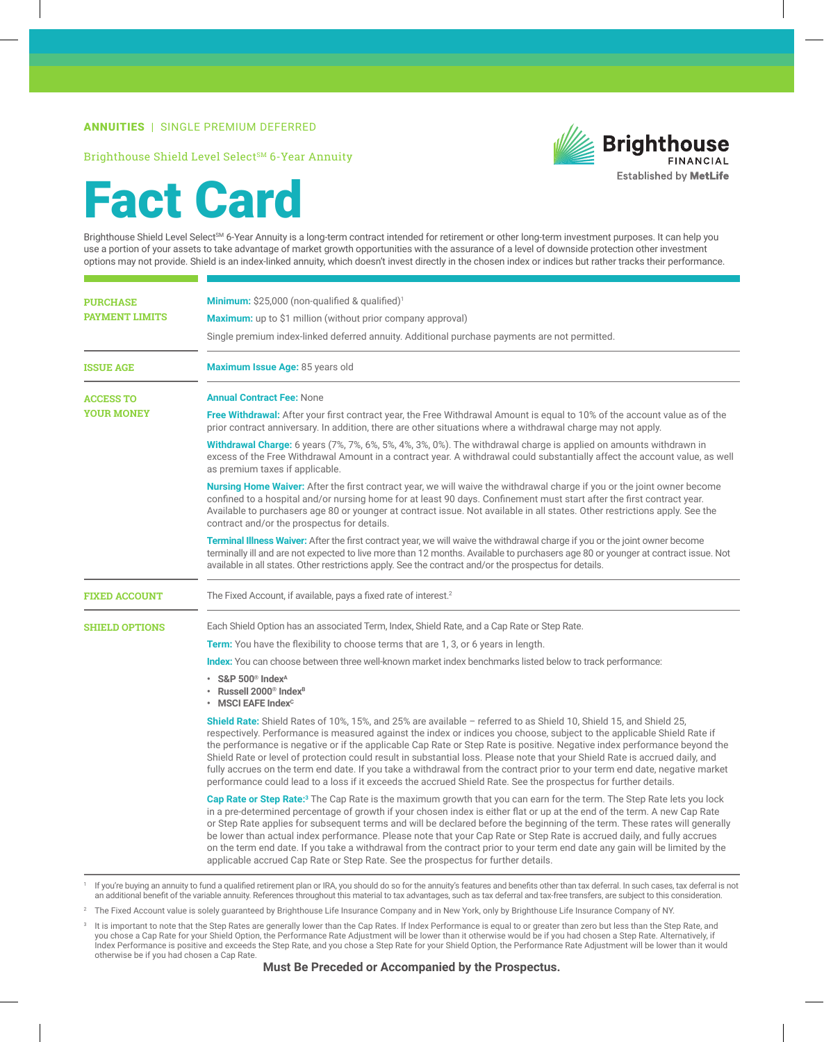**ANNUITIES** | SINGLE PREMIUM DEFERRED

Brighthouse Shield Level Select℠ 6-Year Annuity

Brighthouse FINANCIAL
Established by MetLife

# Fact Card

Brighthouse Shield Level Select℠ 6-Year Annuity is a long-term contract intended for retirement or other long-term investment purposes. It can help you use a portion of your assets to take advantage of market growth opportunities with the assurance of a level of downside protection other investment options may not provide. Shield is an index-linked annuity, which doesn't invest directly in the chosen index or indices but rather tracks their performance.

## PURCHASE PAYMENT LIMITS

**Minimum:** $25,000 (non-qualified & qualified)[1]

**Maximum:** up to $1 million (without prior company approval)

Single premium index-linked deferred annuity. Additional purchase payments are not permitted.

## ISSUE AGE

**Maximum Issue Age:** 85 years old

## ACCESS TO YOUR MONEY

**Annual Contract Fee:** None

**Free Withdrawal:** After your first contract year, the Free Withdrawal Amount is equal to 10% of the account value as of the prior contract anniversary. In addition, there are other situations where a withdrawal charge may not apply.

**Withdrawal Charge:** 6 years (7%, 7%, 6%, 5%, 4%, 3%, 0%). The withdrawal charge is applied on amounts withdrawn in excess of the Free Withdrawal Amount in a contract year. A withdrawal could substantially affect the account value, as well as premium taxes if applicable.

**Nursing Home Waiver:** After the first contract year, we will waive the withdrawal charge if you or the joint owner become confined to a hospital and/or nursing home for at least 90 days. Confinement must start after the first contract year. Available to purchasers age 80 or younger at contract issue. Not available in all states. Other restrictions apply. See the contract and/or the prospectus for details.

**Terminal Illness Waiver:** After the first contract year, we will waive the withdrawal charge if you or the joint owner become terminally ill and are not expected to live more than 12 months. Available to purchasers age 80 or younger at contract issue. Not available in all states. Other restrictions apply. See the contract and/or the prospectus for details.

## FIXED ACCOUNT

The Fixed Account, if available, pays a fixed rate of interest.[2]

## SHIELD OPTIONS

Each Shield Option has an associated Term, Index, Shield Rate, and a Cap Rate or Step Rate.

**Term:** You have the flexibility to choose terms that are 1, 3, or 6 years in length.

**Index:** You can choose between three well-known market index benchmarks listed below to track performance:

- **S&P 500® Index[A]**
- **Russell 2000® Index[B]**
- **MSCI EAFE Index[C]**

**Shield Rate:** Shield Rates of 10%, 15%, and 25% are available – referred to as Shield 10, Shield 15, and Shield 25, respectively. Performance is measured against the index or indices you choose, subject to the applicable Shield Rate if the performance is negative or if the applicable Cap Rate or Step Rate is positive. Negative index performance beyond the Shield Rate or level of protection could result in substantial loss. Please note that your Shield Rate is accrued daily, and fully accrues on the term end date. If you take a withdrawal from the contract prior to your term end date, negative market performance could lead to a loss if it exceeds the accrued Shield Rate. See the prospectus for further details.

**Cap Rate or Step Rate:**[3] The Cap Rate is the maximum growth that you can earn for the term. The Step Rate lets you lock in a pre-determined percentage of growth if your chosen index is either flat or up at the end of the term. A new Cap Rate or Step Rate applies for subsequent terms and will be declared before the beginning of the term. These rates will generally be lower than actual index performance. Please note that your Cap Rate or Step Rate is accrued daily, and fully accrues on the term end date. If you take a withdrawal from the contract prior to your term end date any gain will be limited by the applicable accrued Cap Rate or Step Rate. See the prospectus for further details.

---

[1] If you're buying an annuity to fund a qualified retirement plan or IRA, you should do so for the annuity's features and benefits other than tax deferral. In such cases, tax deferral is not an additional benefit of the variable annuity. References throughout this material to tax advantages, such as tax deferral and tax-free transfers, are subject to this consideration.

[2] The Fixed Account value is solely guaranteed by Brighthouse Life Insurance Company and in New York, only by Brighthouse Life Insurance Company of NY.

[3] It is important to note that the Step Rates are generally lower than the Cap Rates. If Index Performance is equal to or greater than zero but less than the Step Rate, and you chose a Cap Rate for your Shield Option, the Performance Rate Adjustment will be lower than it otherwise would be if you had chosen a Step Rate. Alternatively, if Index Performance is positive and exceeds the Step Rate, and you chose a Step Rate for your Shield Option, the Performance Rate Adjustment will be lower than it would otherwise be if you had chosen a Cap Rate.

**Must Be Preceded or Accompanied by the Prospectus.**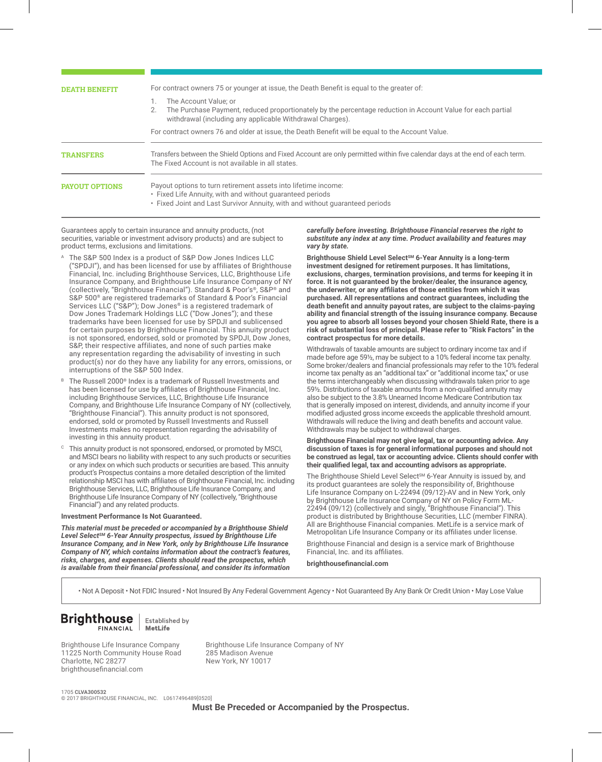| | |
|---|---|
| **DEATH BENEFIT** | For contract owners 75 or younger at issue, the Death Benefit is equal to the greater of:<br>1. The Account Value; or<br>2. The Purchase Payment, reduced proportionately by the percentage reduction in Account Value for each partial withdrawal (including any applicable Withdrawal Charges).<br>For contract owners 76 and older at issue, the Death Benefit will be equal to the Account Value. |
| **TRANSFERS** | Transfers between the Shield Options and Fixed Account are only permitted within five calendar days at the end of each term. The Fixed Account is not available in all states. |
| **PAYOUT OPTIONS** | Payout options to turn retirement assets into lifetime income:<br>• Fixed Life Annuity, with and without guaranteed periods<br>• Fixed Joint and Last Survivor Annuity, with and without guaranteed periods |

Guarantees apply to certain insurance and annuity products, (not securities, variable or investment advisory products) and are subject to product terms, exclusions and limitations.

[A] The S&P 500 Index is a product of S&P Dow Jones Indices LLC ("SPDJI"), and has been licensed for use by affiliates of Brighthouse Financial, Inc. including Brighthouse Services, LLC, Brighthouse Life Insurance Company, and Brighthouse Life Insurance Company of NY (collectively, "Brighthouse Financial"). Standard & Poor's®, S&P® and S&P 500® are registered trademarks of Standard & Poor's Financial Services LLC ("S&P"); Dow Jones® is a registered trademark of Dow Jones Trademark Holdings LLC ("Dow Jones"); and these trademarks have been licensed for use by SPDJI and sublicensed for certain purposes by Brighthouse Financial. This annuity product is not sponsored, endorsed, sold or promoted by SPDJI, Dow Jones, S&P, their respective affiliates, and none of such parties make any representation regarding the advisability of investing in such product(s) nor do they have any liability for any errors, omissions, or interruptions of the S&P 500 Index.

[B] The Russell 2000® Index is a trademark of Russell Investments and has been licensed for use by affiliates of Brighthouse Financial, Inc. including Brighthouse Services, LLC, Brighthouse Life Insurance Company, and Brighthouse Life Insurance Company of NY (collectively, "Brighthouse Financial"). This annuity product is not sponsored, endorsed, sold or promoted by Russell Investments and Russell Investments makes no representation regarding the advisability of investing in this annuity product.

[C] This annuity product is not sponsored, endorsed, or promoted by MSCI, and MSCI bears no liability with respect to any such products or securities or any index on which such products or securities are based. This annuity product's Prospectus contains a more detailed description of the limited relationship MSCI has with affiliates of Brighthouse Financial, Inc. including Brighthouse Services, LLC, Brighthouse Life Insurance Company, and Brighthouse Life Insurance Company of NY (collectively, "Brighthouse Financial") and any related products.

**Investment Performance Is Not Guaranteed.**

***This material must be preceded or accompanied by a Brighthouse Shield Level Select℠ 6-Year Annuity prospectus, issued by Brighthouse Life Insurance Company, and in New York, only by Brighthouse Life Insurance Company of NY, which contains information about the contract's features, risks, charges, and expenses. Clients should read the prospectus, which is available from their financial professional, and consider its information carefully before investing. Brighthouse Financial reserves the right to substitute any index at any time. Product availability and features may vary by state.***

**Brighthouse Shield Level Select℠ 6-Year Annuity is a long-term investment designed for retirement purposes. It has limitations, exclusions, charges, termination provisions, and terms for keeping it in force. It is not guaranteed by the broker/dealer, the insurance agency, the underwriter, or any affiliates of those entities from which it was purchased. All representations and contract guarantees, including the death benefit and annuity payout rates, are subject to the claims-paying ability and financial strength of the issuing insurance company. Because you agree to absorb all losses beyond your chosen Shield Rate, there is a risk of substantial loss of principal. Please refer to "Risk Factors" in the contract prospectus for more details.**

Withdrawals of taxable amounts are subject to ordinary income tax and if made before age 59½, may be subject to a 10% federal income tax penalty. Some broker/dealers and financial professionals may refer to the 10% federal income tax penalty as an "additional tax" or "additional income tax," or use the terms interchangeably when discussing withdrawals taken prior to age 59½. Distributions of taxable amounts from a non-qualified annuity may also be subject to the 3.8% Unearned Income Medicare Contribution tax that is generally imposed on interest, dividends, and annuity income if your modified adjusted gross income exceeds the applicable threshold amount. Withdrawals will reduce the living and death benefits and account value. Withdrawals may be subject to withdrawal charges.

**Brighthouse Financial may not give legal, tax or accounting advice. Any discussion of taxes is for general informational purposes and should not be construed as legal, tax or accounting advice. Clients should confer with their qualified legal, tax and accounting advisors as appropriate.**

The Brighthouse Shield Level Select℠ 6-Year Annuity is issued by, and its product guarantees are solely the responsibility of, Brighthouse Life Insurance Company on L-22494 (09/12)-AV and in New York, only by Brighthouse Life Insurance Company of NY on Policy Form ML-22494 (09/12) (collectively and singly, "Brighthouse Financial"). This product is distributed by Brighthouse Securities, LLC (member FINRA). All are Brighthouse Financial companies. MetLife is a service mark of Metropolitan Life Insurance Company or its affiliates under license.

Brighthouse Financial and design is a service mark of Brighthouse Financial, Inc. and its affiliates.

**brighthousefinancial.com**

• Not A Deposit • Not FDIC Insured • Not Insured By Any Federal Government Agency • Not Guaranteed By Any Bank Or Credit Union • May Lose Value

**Brighthouse** FINANCIAL | Established by **MetLife**

Brighthouse Life Insurance Company
11225 North Community House Road
Charlotte, NC 28277
brighthousefinancial.com

Brighthouse Life Insurance Company of NY
285 Madison Avenue
New York, NY 10017

1705 **CLVA300532**
© 2017 BRIGHTHOUSE FINANCIAL, INC. L0617496489[0520]

**Must Be Preceded or Accompanied by the Prospectus.**